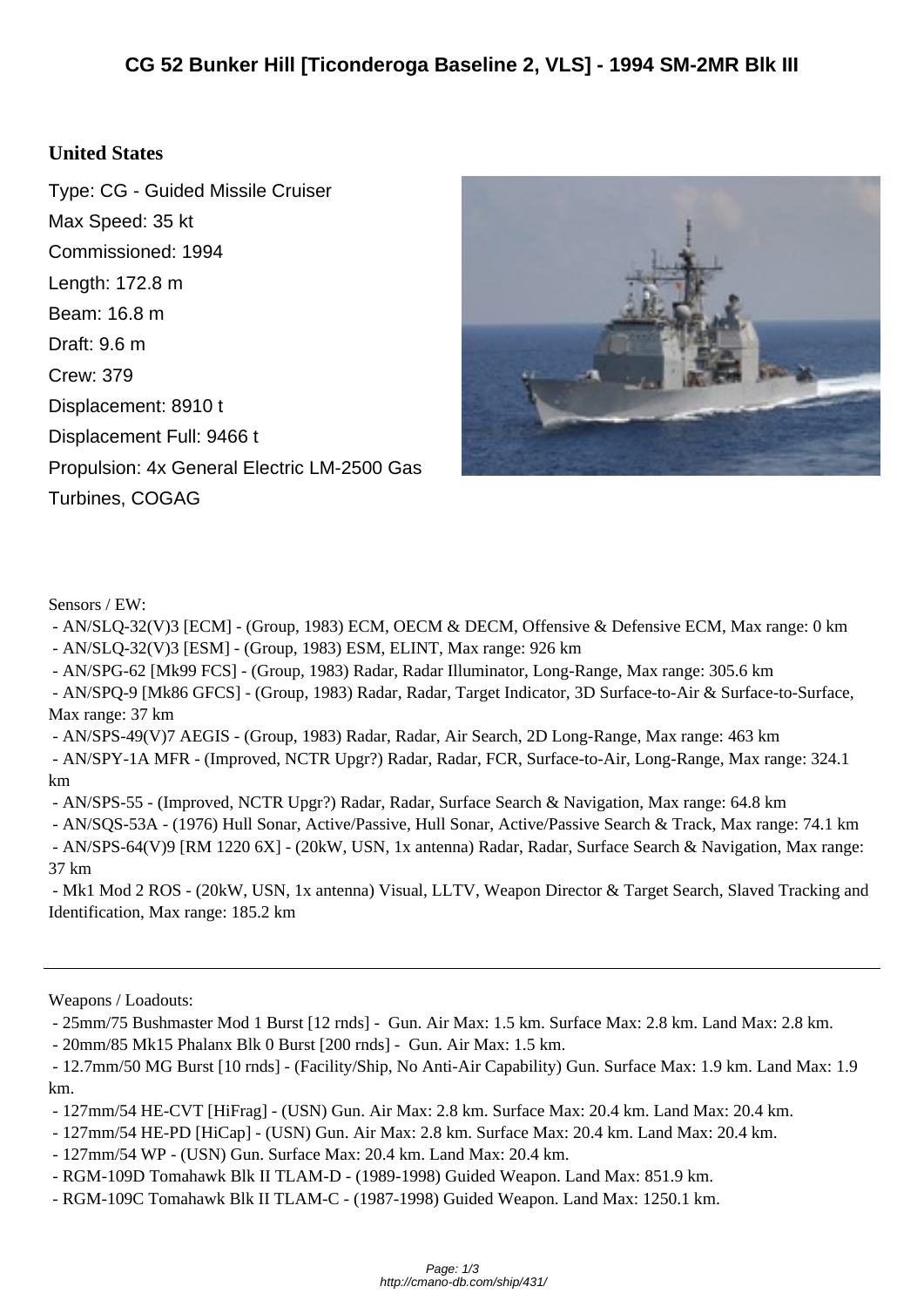# CG 52 Bunker Hill [Ticonderoga Baseline 2, VLS] - 1994 SM-2MR Blk III

## United States

Type: CG - Guided Missile Cruiser
Max Speed: 35 kt
Commissioned: 1994
Length: 172.8 m
Beam: 16.8 m
Draft: 9.6 m
Crew: 379
Displacement: 8910 t
Displacement Full: 9466 t
Propulsion: 4x General Electric LM-2500 Gas Turbines, COGAG

Sensors / EW:

- AN/SLQ-32(V)3 [ECM] - (Group, 1983) ECM, OECM & DECM, Offensive & Defensive ECM, Max range: 0 km
- AN/SLQ-32(V)3 [ESM] - (Group, 1983) ESM, ELINT, Max range: 926 km
- AN/SPG-62 [Mk99 FCS] - (Group, 1983) Radar, Radar Illuminator, Long-Range, Max range: 305.6 km
- AN/SPQ-9 [Mk86 GFCS] - (Group, 1983) Radar, Radar, Target Indicator, 3D Surface-to-Air & Surface-to-Surface, Max range: 37 km
- AN/SPS-49(V)7 AEGIS - (Group, 1983) Radar, Radar, Air Search, 2D Long-Range, Max range: 463 km
- AN/SPY-1A MFR - (Improved, NCTR Upgr?) Radar, Radar, FCR, Surface-to-Air, Long-Range, Max range: 324.1 km
- AN/SPS-55 - (Improved, NCTR Upgr?) Radar, Radar, Surface Search & Navigation, Max range: 64.8 km
- AN/SQS-53A - (1976) Hull Sonar, Active/Passive, Hull Sonar, Active/Passive Search & Track, Max range: 74.1 km
- AN/SPS-64(V)9 [RM 1220 6X] - (20kW, USN, 1x antenna) Radar, Radar, Surface Search & Navigation, Max range: 37 km
- Mk1 Mod 2 ROS - (20kW, USN, 1x antenna) Visual, LLTV, Weapon Director & Target Search, Slaved Tracking and Identification, Max range: 185.2 km

---

Weapons / Loadouts:

- 25mm/75 Bushmaster Mod 1 Burst [12 rnds] - Gun. Air Max: 1.5 km. Surface Max: 2.8 km. Land Max: 2.8 km.
- 20mm/85 Mk15 Phalanx Blk 0 Burst [200 rnds] - Gun. Air Max: 1.5 km.
- 12.7mm/50 MG Burst [10 rnds] - (Facility/Ship, No Anti-Air Capability) Gun. Surface Max: 1.9 km. Land Max: 1.9 km.
- 127mm/54 HE-CVT [HiFrag] - (USN) Gun. Air Max: 2.8 km. Surface Max: 20.4 km. Land Max: 20.4 km.
- 127mm/54 HE-PD [HiCap] - (USN) Gun. Air Max: 2.8 km. Surface Max: 20.4 km. Land Max: 20.4 km.
- 127mm/54 WP - (USN) Gun. Surface Max: 20.4 km. Land Max: 20.4 km.
- RGM-109D Tomahawk Blk II TLAM-D - (1989-1998) Guided Weapon. Land Max: 851.9 km.
- RGM-109C Tomahawk Blk II TLAM-C - (1987-1998) Guided Weapon. Land Max: 1250.1 km.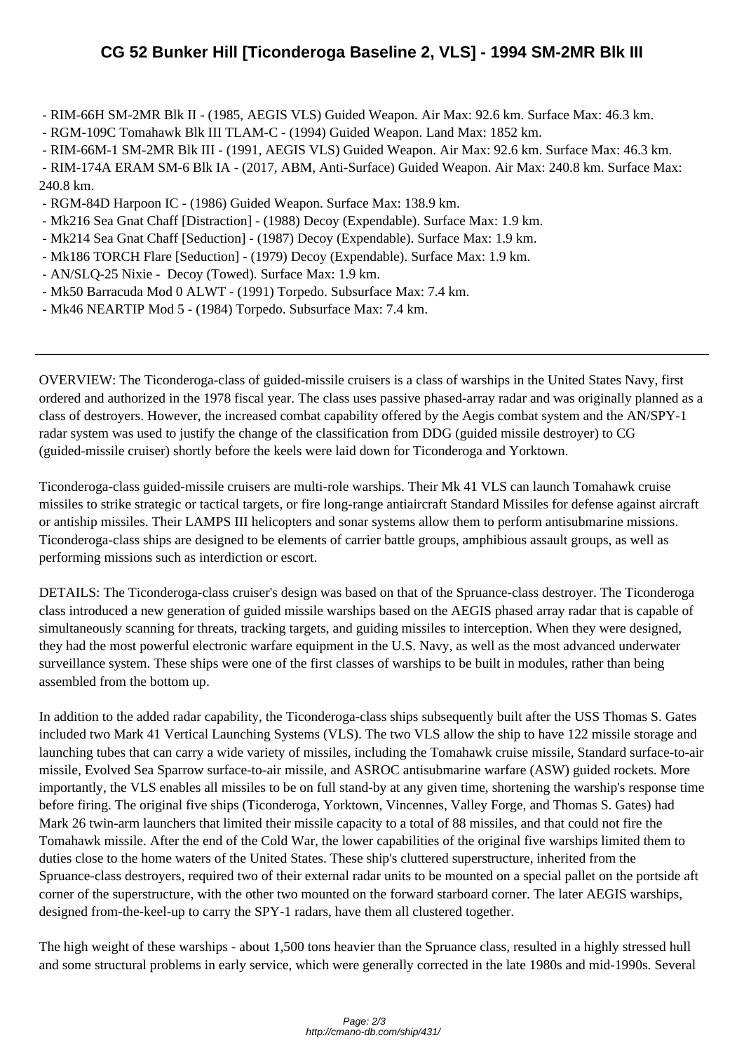- RIM-66H SM-2MR Blk II - (1985, AEGIS VLS) Guided Weapon. Air Max: 92.6 km. Surface Max: 46.3 km.
- RGM-109C Tomahawk Blk III TLAM-C - (1994) Guided Weapon. Land Max: 1852 km.
- RIM-66M-1 SM-2MR Blk III - (1991, AEGIS VLS) Guided Weapon. Air Max: 92.6 km. Surface Max: 46.3 km.
- RIM-174A ERAM SM-6 Blk IA - (2017, ABM, Anti-Surface) Guided Weapon. Air Max: 240.8 km. Surface Max: 240.8 km.
- RGM-84D Harpoon IC - (1986) Guided Weapon. Surface Max: 138.9 km.
- Mk216 Sea Gnat Chaff [Distraction] - (1988) Decoy (Expendable). Surface Max: 1.9 km.
- Mk214 Sea Gnat Chaff [Seduction] - (1987) Decoy (Expendable). Surface Max: 1.9 km.
- Mk186 TORCH Flare [Seduction] - (1979) Decoy (Expendable). Surface Max: 1.9 km.
- AN/SLQ-25 Nixie - Decoy (Towed). Surface Max: 1.9 km.
- Mk50 Barracuda Mod 0 ALWT - (1991) Torpedo. Subsurface Max: 7.4 km.
- Mk46 NEARTIP Mod 5 - (1984) Torpedo. Subsurface Max: 7.4 km.

---

OVERVIEW: The Ticonderoga-class of guided-missile cruisers is a class of warships in the United States Navy, first ordered and authorized in the 1978 fiscal year. The class uses passive phased-array radar and was originally planned as a class of destroyers. However, the increased combat capability offered by the Aegis combat system and the AN/SPY-1 radar system was used to justify the change of the classification from DDG (guided missile destroyer) to CG (guided-missile cruiser) shortly before the keels were laid down for Ticonderoga and Yorktown.

Ticonderoga-class guided-missile cruisers are multi-role warships. Their Mk 41 VLS can launch Tomahawk cruise missiles to strike strategic or tactical targets, or fire long-range antiaircraft Standard Missiles for defense against aircraft or antiship missiles. Their LAMPS III helicopters and sonar systems allow them to perform antisubmarine missions. Ticonderoga-class ships are designed to be elements of carrier battle groups, amphibious assault groups, as well as performing missions such as interdiction or escort.

DETAILS: The Ticonderoga-class cruiser's design was based on that of the Spruance-class destroyer. The Ticonderoga class introduced a new generation of guided missile warships based on the AEGIS phased array radar that is capable of simultaneously scanning for threats, tracking targets, and guiding missiles to interception. When they were designed, they had the most powerful electronic warfare equipment in the U.S. Navy, as well as the most advanced underwater surveillance system. These ships were one of the first classes of warships to be built in modules, rather than being assembled from the bottom up.

In addition to the added radar capability, the Ticonderoga-class ships subsequently built after the USS Thomas S. Gates included two Mark 41 Vertical Launching Systems (VLS). The two VLS allow the ship to have 122 missile storage and launching tubes that can carry a wide variety of missiles, including the Tomahawk cruise missile, Standard surface-to-air missile, Evolved Sea Sparrow surface-to-air missile, and ASROC antisubmarine warfare (ASW) guided rockets. More importantly, the VLS enables all missiles to be on full stand-by at any given time, shortening the warship's response time before firing. The original five ships (Ticonderoga, Yorktown, Vincennes, Valley Forge, and Thomas S. Gates) had Mark 26 twin-arm launchers that limited their missile capacity to a total of 88 missiles, and that could not fire the Tomahawk missile. After the end of the Cold War, the lower capabilities of the original five warships limited them to duties close to the home waters of the United States. These ship's cluttered superstructure, inherited from the Spruance-class destroyers, required two of their external radar units to be mounted on a special pallet on the portside aft corner of the superstructure, with the other two mounted on the forward starboard corner. The later AEGIS warships, designed from-the-keel-up to carry the SPY-1 radars, have them all clustered together.

The high weight of these warships - about 1,500 tons heavier than the Spruance class, resulted in a highly stressed hull and some structural problems in early service, which were generally corrected in the late 1980s and mid-1990s. Several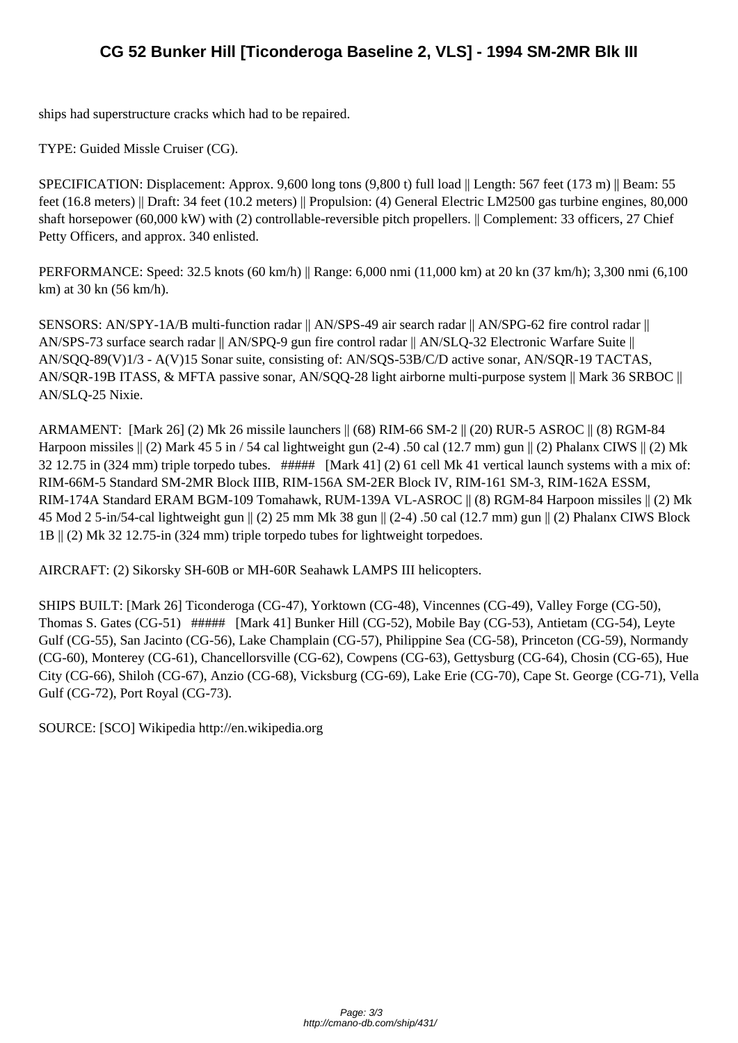ships had superstructure cracks which had to be repaired.

TYPE: Guided Missle Cruiser (CG).

SPECIFICATION: Displacement: Approx. 9,600 long tons (9,800 t) full load || Length: 567 feet (173 m) || Beam: 55 feet (16.8 meters) || Draft: 34 feet (10.2 meters) || Propulsion: (4) General Electric LM2500 gas turbine engines, 80,000 shaft horsepower (60,000 kW) with (2) controllable-reversible pitch propellers. || Complement: 33 officers, 27 Chief Petty Officers, and approx. 340 enlisted.

PERFORMANCE: Speed: 32.5 knots (60 km/h) || Range: 6,000 nmi (11,000 km) at 20 kn (37 km/h); 3,300 nmi (6,100 km) at 30 kn (56 km/h).

SENSORS: AN/SPY-1A/B multi-function radar || AN/SPS-49 air search radar || AN/SPG-62 fire control radar || AN/SPS-73 surface search radar || AN/SPQ-9 gun fire control radar || AN/SLQ-32 Electronic Warfare Suite || AN/SQQ-89(V)1/3 - A(V)15 Sonar suite, consisting of: AN/SQS-53B/C/D active sonar, AN/SQR-19 TACTAS, AN/SQR-19B ITASS, & MFTA passive sonar, AN/SQQ-28 light airborne multi-purpose system || Mark 36 SRBOC || AN/SLQ-25 Nixie.

ARMAMENT: [Mark 26] (2) Mk 26 missile launchers || (68) RIM-66 SM-2 || (20) RUR-5 ASROC || (8) RGM-84 Harpoon missiles || (2) Mark 45 5 in / 54 cal lightweight gun (2-4) .50 cal (12.7 mm) gun || (2) Phalanx CIWS || (2) Mk 32 12.75 in (324 mm) triple torpedo tubes. ##### [Mark 41] (2) 61 cell Mk 41 vertical launch systems with a mix of: RIM-66M-5 Standard SM-2MR Block IIIB, RIM-156A SM-2ER Block IV, RIM-161 SM-3, RIM-162A ESSM, RIM-174A Standard ERAM BGM-109 Tomahawk, RUM-139A VL-ASROC || (8) RGM-84 Harpoon missiles || (2) Mk 45 Mod 2 5-in/54-cal lightweight gun || (2) 25 mm Mk 38 gun || (2-4) .50 cal (12.7 mm) gun || (2) Phalanx CIWS Block 1B || (2) Mk 32 12.75-in (324 mm) triple torpedo tubes for lightweight torpedoes.

AIRCRAFT: (2) Sikorsky SH-60B or MH-60R Seahawk LAMPS III helicopters.

SHIPS BUILT: [Mark 26] Ticonderoga (CG-47), Yorktown (CG-48), Vincennes (CG-49), Valley Forge (CG-50), Thomas S. Gates (CG-51) ##### [Mark 41] Bunker Hill (CG-52), Mobile Bay (CG-53), Antietam (CG-54), Leyte Gulf (CG-55), San Jacinto (CG-56), Lake Champlain (CG-57), Philippine Sea (CG-58), Princeton (CG-59), Normandy (CG-60), Monterey (CG-61), Chancellorsville (CG-62), Cowpens (CG-63), Gettysburg (CG-64), Chosin (CG-65), Hue City (CG-66), Shiloh (CG-67), Anzio (CG-68), Vicksburg (CG-69), Lake Erie (CG-70), Cape St. George (CG-71), Vella Gulf (CG-72), Port Royal (CG-73).

SOURCE: [SCO] Wikipedia http://en.wikipedia.org